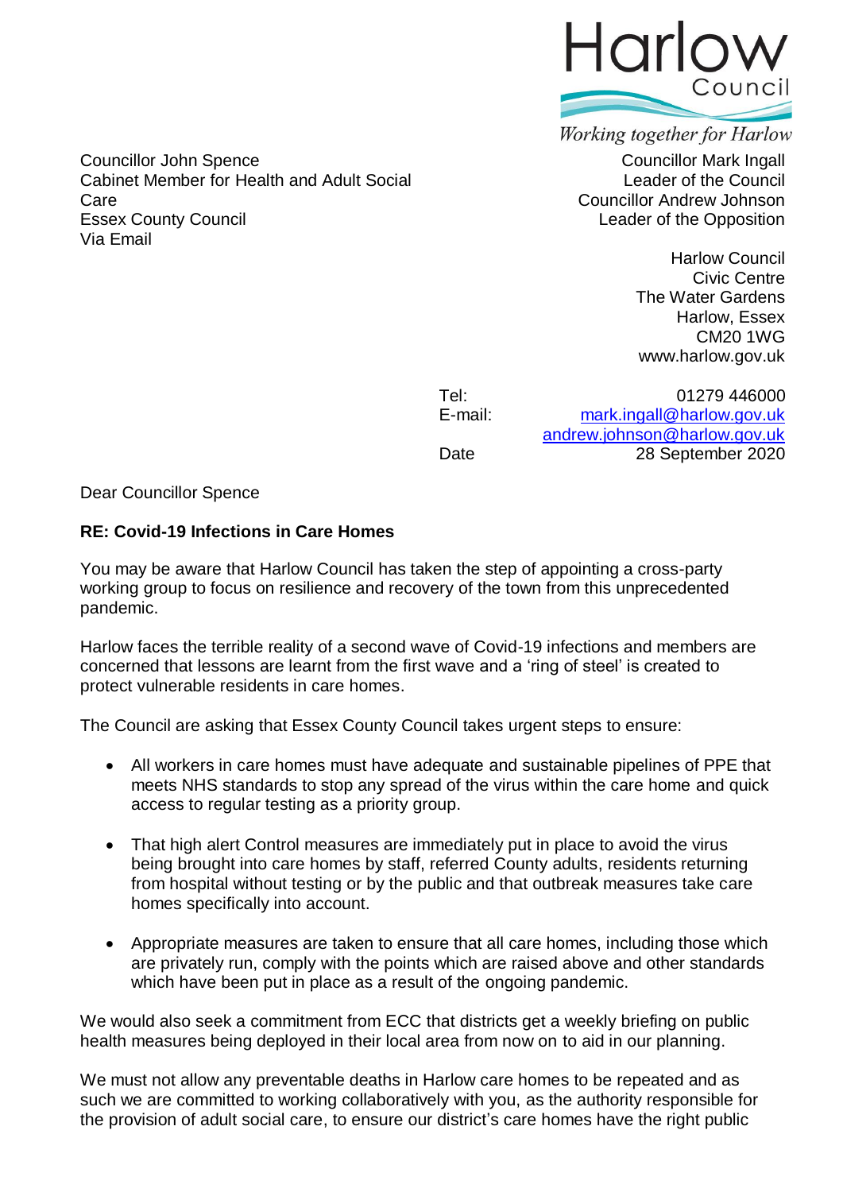Harlow Council

*Working together for Harlow*

Councillor Mark Ingall
Leader of the Council
Councillor Andrew Johnson
Leader of the Opposition

Harlow Council
Civic Centre
The Water Gardens
Harlow, Essex
CM20 1WG
www.harlow.gov.uk

Tel: 01279 446000
E-mail: mark.ingall@harlow.gov.uk
andrew.johnson@harlow.gov.uk
Date 28 September 2020

Councillor John Spence
Cabinet Member for Health and Adult Social Care
Essex County Council
Via Email

Dear Councillor Spence

**RE: Covid-19 Infections in Care Homes**

You may be aware that Harlow Council has taken the step of appointing a cross-party working group to focus on resilience and recovery of the town from this unprecedented pandemic.

Harlow faces the terrible reality of a second wave of Covid-19 infections and members are concerned that lessons are learnt from the first wave and a 'ring of steel' is created to protect vulnerable residents in care homes.

The Council are asking that Essex County Council takes urgent steps to ensure:

- All workers in care homes must have adequate and sustainable pipelines of PPE that meets NHS standards to stop any spread of the virus within the care home and quick access to regular testing as a priority group.
- That high alert Control measures are immediately put in place to avoid the virus being brought into care homes by staff, referred County adults, residents returning from hospital without testing or by the public and that outbreak measures take care homes specifically into account.
- Appropriate measures are taken to ensure that all care homes, including those which are privately run, comply with the points which are raised above and other standards which have been put in place as a result of the ongoing pandemic.

We would also seek a commitment from ECC that districts get a weekly briefing on public health measures being deployed in their local area from now on to aid in our planning.

We must not allow any preventable deaths in Harlow care homes to be repeated and as such we are committed to working collaboratively with you, as the authority responsible for the provision of adult social care, to ensure our district's care homes have the right public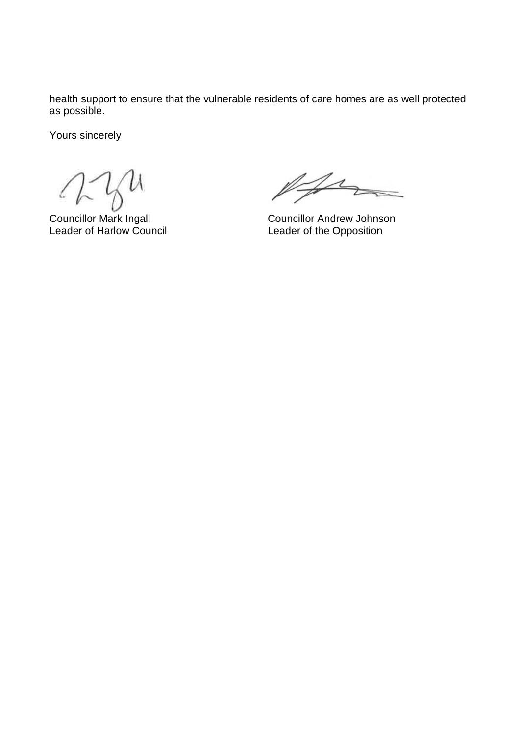health support to ensure that the vulnerable residents of care homes are as well protected as possible.

Yours sincerely

| | |
|---|---|
| Councillor Mark Ingall | Councillor Andrew Johnson |
| Leader of Harlow Council | Leader of the Opposition |